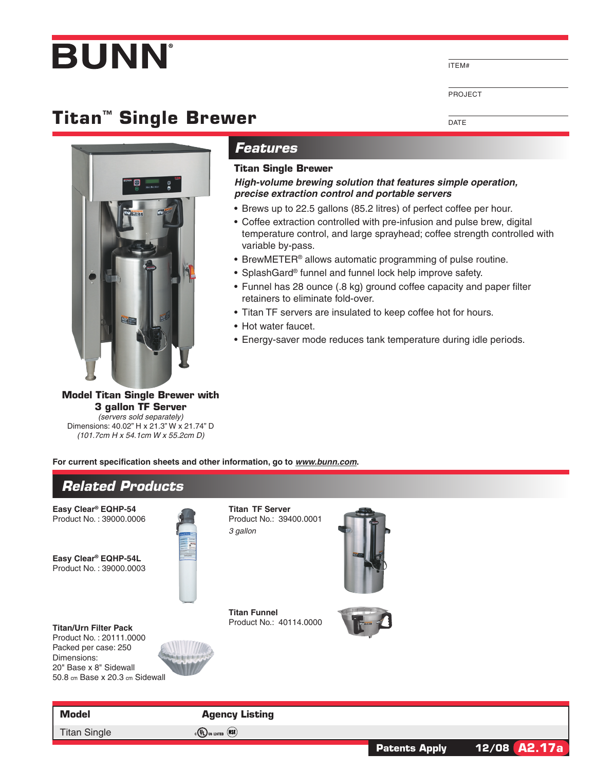# BUNN®

ITEM#

PROJECT

DATE

# Titan™ Single Brewer

## Features

### Titan Single Brewer

***High-volume brewing solution that features simple operation, precise extraction control and portable servers***

- Brews up to 22.5 gallons (85.2 litres) of perfect coffee per hour.
- Coffee extraction controlled with pre-infusion and pulse brew, digital temperature control, and large sprayhead; coffee strength controlled with variable by-pass.
- BrewMETER® allows automatic programming of pulse routine.
- SplashGard® funnel and funnel lock help improve safety.
- Funnel has 28 ounce (.8 kg) ground coffee capacity and paper filter retainers to eliminate fold-over.
- Titan TF servers are insulated to keep coffee hot for hours.
- Hot water faucet.
- Energy-saver mode reduces tank temperature during idle periods.

**Model Titan Single Brewer with 3 gallon TF Server**
*(servers sold separately)*
Dimensions: 40.02" H x 21.3" W x 21.74" D
*(101.7cm H x 54.1cm W x 55.2cm D)*

**For current specification sheets and other information, go to *www.bunn.com*.**

## Related Products

**Easy Clear® EQHP-54**
Product No. : 39000.0006

**Easy Clear® EQHP-54L**
Product No. : 39000.0003

**Titan/Urn Filter Pack**
Product No. : 20111.0000
Packed per case: 250
Dimensions:
20" Base x 8" Sidewall
50.8 cm Base x 20.3 cm Sidewall

**Titan TF Server**
Product No.: 39400.0001
*3 gallon*

**Titan Funnel**
Product No.: 40114.0000

| Model | Agency Listing |
| --- | --- |
| Titan Single | cULus LISTED, NSF |

**Patents Apply** 12/08 A2.17a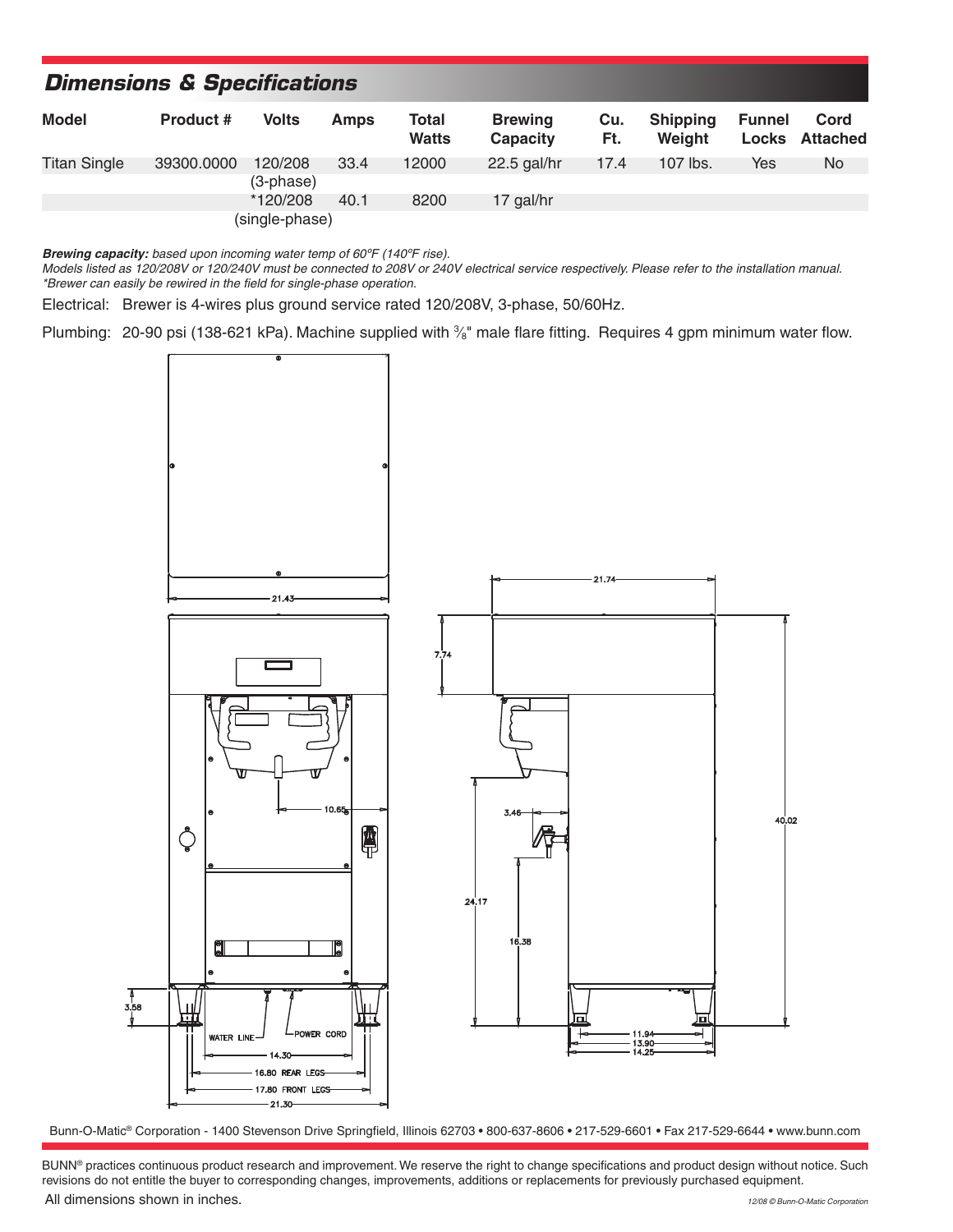## Dimensions & Specifications

| Model | Product # | Volts | Amps | Total Watts | Brewing Capacity | Cu. Ft. | Shipping Weight | Funnel Locks | Cord Attached |
|---|---|---|---|---|---|---|---|---|---|
| Titan Single | 39300.0000 | 120/208 (3-phase) | 33.4 | 12000 | 22.5 gal/hr | 17.4 | 107 lbs. | Yes | No |
| | | *120/208 (single-phase) | 40.1 | 8200 | 17 gal/hr | | | | |

***Brewing capacity:*** *based upon incoming water temp of 60ºF (140ºF rise).*
*Models listed as 120/208V or 120/240V must be connected to 208V or 240V electrical service respectively. Please refer to the installation manual.*
*\*Brewer can easily be rewired in the field for single-phase operation.*

Electrical: Brewer is 4-wires plus ground service rated 120/208V, 3-phase, 50/60Hz.

Plumbing: 20-90 psi (138-621 kPa). Machine supplied with 3/8" male flare fitting. Requires 4 gpm minimum water flow.

21.43
10.65
3.58
WATER LINE
POWER CORD
14.30
16.80 REAR LEGS
17.80 FRONT LEGS
21.30
21.74
7.74
3.46
24.17
16.38
40.02
11.94
13.90
14.25

Bunn-O-Matic® Corporation - 1400 Stevenson Drive Springfield, Illinois 62703 • 800-637-8606 • 217-529-6601 • Fax 217-529-6644 • www.bunn.com

BUNN® practices continuous product research and improvement. We reserve the right to change specifications and product design without notice. Such revisions do not entitle the buyer to corresponding changes, improvements, additions or replacements for previously purchased equipment.

All dimensions shown in inches.

12/08 © Bunn-O-Matic Corporation